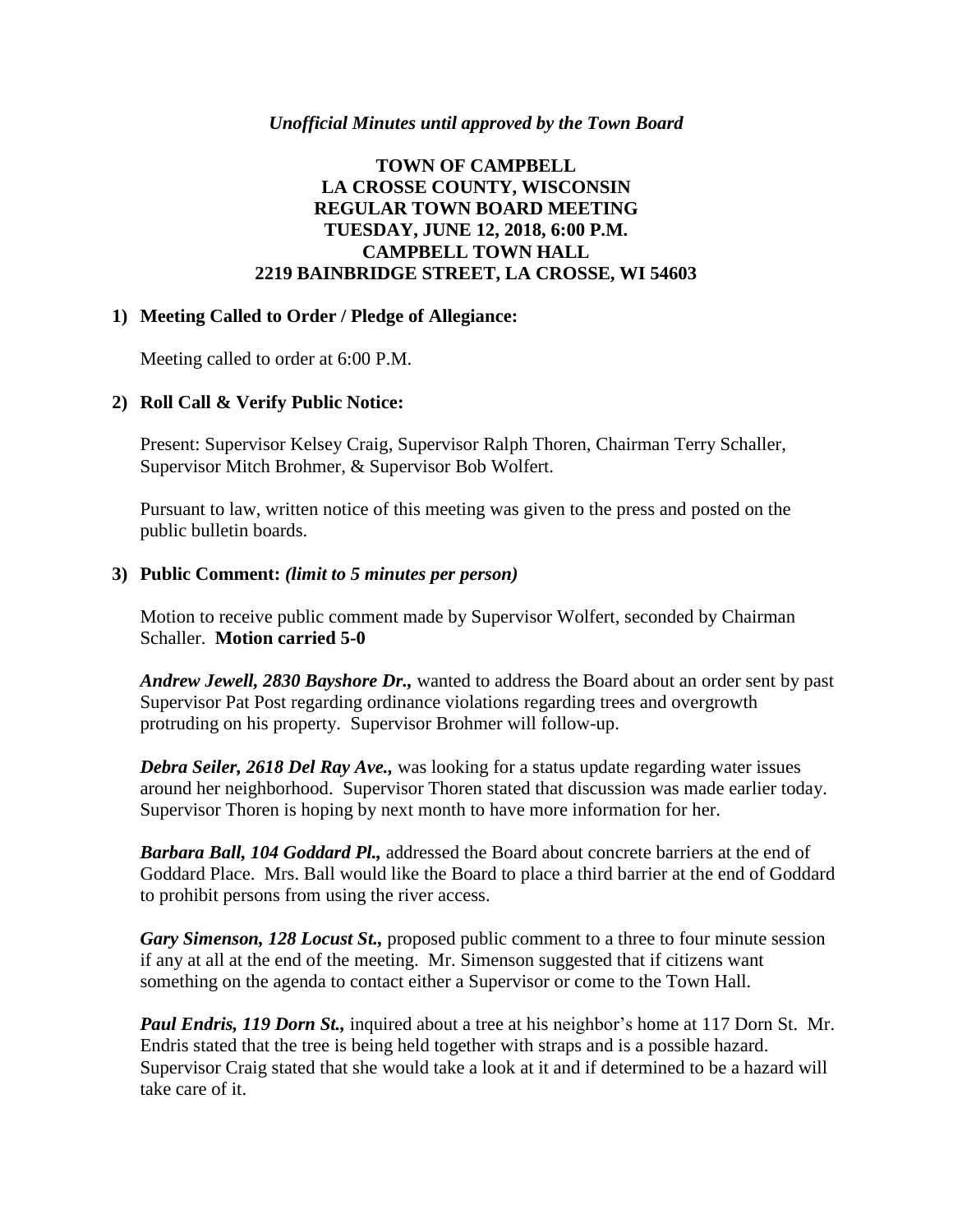*Unofficial Minutes until approved by the Town Board*

# TOWN OF CAMPBELL
# LA CROSSE COUNTY, WISCONSIN
# REGULAR TOWN BOARD MEETING
# TUESDAY, JUNE 12, 2018, 6:00 P.M.
# CAMPBELL TOWN HALL
# 2219 BAINBRIDGE STREET, LA CROSSE, WI 54603

## 1) Meeting Called to Order / Pledge of Allegiance:

Meeting called to order at 6:00 P.M.

## 2) Roll Call & Verify Public Notice:

Present: Supervisor Kelsey Craig, Supervisor Ralph Thoren, Chairman Terry Schaller, Supervisor Mitch Brohmer, & Supervisor Bob Wolfert.

Pursuant to law, written notice of this meeting was given to the press and posted on the public bulletin boards.

## 3) Public Comment: *(limit to 5 minutes per person)*

Motion to receive public comment made by Supervisor Wolfert, seconded by Chairman Schaller. **Motion carried 5-0**

***Andrew Jewell, 2830 Bayshore Dr.,*** wanted to address the Board about an order sent by past Supervisor Pat Post regarding ordinance violations regarding trees and overgrowth protruding on his property. Supervisor Brohmer will follow-up.

***Debra Seiler, 2618 Del Ray Ave.,*** was looking for a status update regarding water issues around her neighborhood. Supervisor Thoren stated that discussion was made earlier today. Supervisor Thoren is hoping by next month to have more information for her.

***Barbara Ball, 104 Goddard Pl.,*** addressed the Board about concrete barriers at the end of Goddard Place. Mrs. Ball would like the Board to place a third barrier at the end of Goddard to prohibit persons from using the river access.

***Gary Simenson, 128 Locust St.,*** proposed public comment to a three to four minute session if any at all at the end of the meeting. Mr. Simenson suggested that if citizens want something on the agenda to contact either a Supervisor or come to the Town Hall.

***Paul Endris, 119 Dorn St.,*** inquired about a tree at his neighbor's home at 117 Dorn St. Mr. Endris stated that the tree is being held together with straps and is a possible hazard. Supervisor Craig stated that she would take a look at it and if determined to be a hazard will take care of it.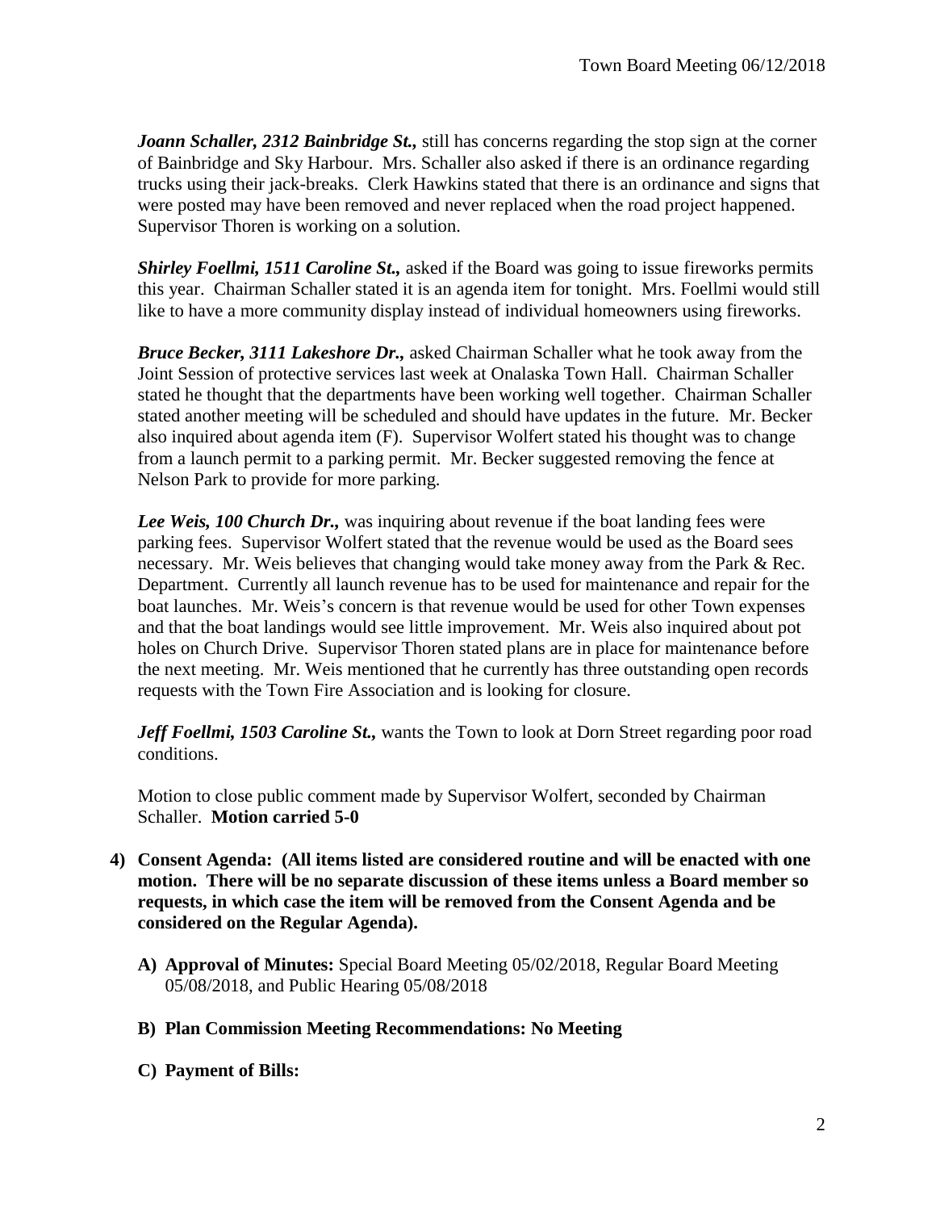***Joann Schaller, 2312 Bainbridge St.,*** still has concerns regarding the stop sign at the corner of Bainbridge and Sky Harbour. Mrs. Schaller also asked if there is an ordinance regarding trucks using their jack-breaks. Clerk Hawkins stated that there is an ordinance and signs that were posted may have been removed and never replaced when the road project happened. Supervisor Thoren is working on a solution.

***Shirley Foellmi, 1511 Caroline St.,*** asked if the Board was going to issue fireworks permits this year. Chairman Schaller stated it is an agenda item for tonight. Mrs. Foellmi would still like to have a more community display instead of individual homeowners using fireworks.

***Bruce Becker, 3111 Lakeshore Dr.,*** asked Chairman Schaller what he took away from the Joint Session of protective services last week at Onalaska Town Hall. Chairman Schaller stated he thought that the departments have been working well together. Chairman Schaller stated another meeting will be scheduled and should have updates in the future. Mr. Becker also inquired about agenda item (F). Supervisor Wolfert stated his thought was to change from a launch permit to a parking permit. Mr. Becker suggested removing the fence at Nelson Park to provide for more parking.

***Lee Weis, 100 Church Dr.,*** was inquiring about revenue if the boat landing fees were parking fees. Supervisor Wolfert stated that the revenue would be used as the Board sees necessary. Mr. Weis believes that changing would take money away from the Park & Rec. Department. Currently all launch revenue has to be used for maintenance and repair for the boat launches. Mr. Weis's concern is that revenue would be used for other Town expenses and that the boat landings would see little improvement. Mr. Weis also inquired about pot holes on Church Drive. Supervisor Thoren stated plans are in place for maintenance before the next meeting. Mr. Weis mentioned that he currently has three outstanding open records requests with the Town Fire Association and is looking for closure.

***Jeff Foellmi, 1503 Caroline St.,*** wants the Town to look at Dorn Street regarding poor road conditions.

Motion to close public comment made by Supervisor Wolfert, seconded by Chairman Schaller. **Motion carried 5-0**

4) **Consent Agenda: (All items listed are considered routine and will be enacted with one motion. There will be no separate discussion of these items unless a Board member so requests, in which case the item will be removed from the Consent Agenda and be considered on the Regular Agenda).**

   A) **Approval of Minutes:** Special Board Meeting 05/02/2018, Regular Board Meeting 05/08/2018, and Public Hearing 05/08/2018

   B) **Plan Commission Meeting Recommendations: No Meeting**

   C) **Payment of Bills:**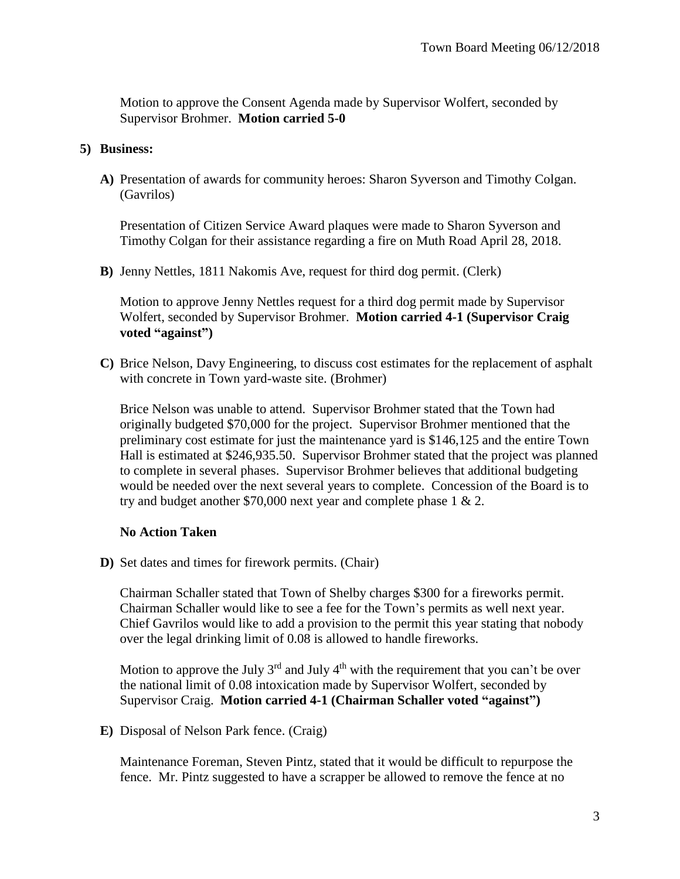Motion to approve the Consent Agenda made by Supervisor Wolfert, seconded by Supervisor Brohmer. **Motion carried 5-0**

**5) Business:**

**A)** Presentation of awards for community heroes: Sharon Syverson and Timothy Colgan. (Gavrilos)

Presentation of Citizen Service Award plaques were made to Sharon Syverson and Timothy Colgan for their assistance regarding a fire on Muth Road April 28, 2018.

**B)** Jenny Nettles, 1811 Nakomis Ave, request for third dog permit. (Clerk)

Motion to approve Jenny Nettles request for a third dog permit made by Supervisor Wolfert, seconded by Supervisor Brohmer. **Motion carried 4-1 (Supervisor Craig voted "against")**

**C)** Brice Nelson, Davy Engineering, to discuss cost estimates for the replacement of asphalt with concrete in Town yard-waste site. (Brohmer)

Brice Nelson was unable to attend. Supervisor Brohmer stated that the Town had originally budgeted $70,000 for the project. Supervisor Brohmer mentioned that the preliminary cost estimate for just the maintenance yard is $146,125 and the entire Town Hall is estimated at $246,935.50. Supervisor Brohmer stated that the project was planned to complete in several phases. Supervisor Brohmer believes that additional budgeting would be needed over the next several years to complete. Concession of the Board is to try and budget another $70,000 next year and complete phase 1 & 2.

**No Action Taken**

**D)** Set dates and times for firework permits. (Chair)

Chairman Schaller stated that Town of Shelby charges $300 for a fireworks permit. Chairman Schaller would like to see a fee for the Town's permits as well next year. Chief Gavrilos would like to add a provision to the permit this year stating that nobody over the legal drinking limit of 0.08 is allowed to handle fireworks.

Motion to approve the July 3rd and July 4th with the requirement that you can't be over the national limit of 0.08 intoxication made by Supervisor Wolfert, seconded by Supervisor Craig. **Motion carried 4-1 (Chairman Schaller voted "against")**

**E)** Disposal of Nelson Park fence. (Craig)

Maintenance Foreman, Steven Pintz, stated that it would be difficult to repurpose the fence. Mr. Pintz suggested to have a scrapper be allowed to remove the fence at no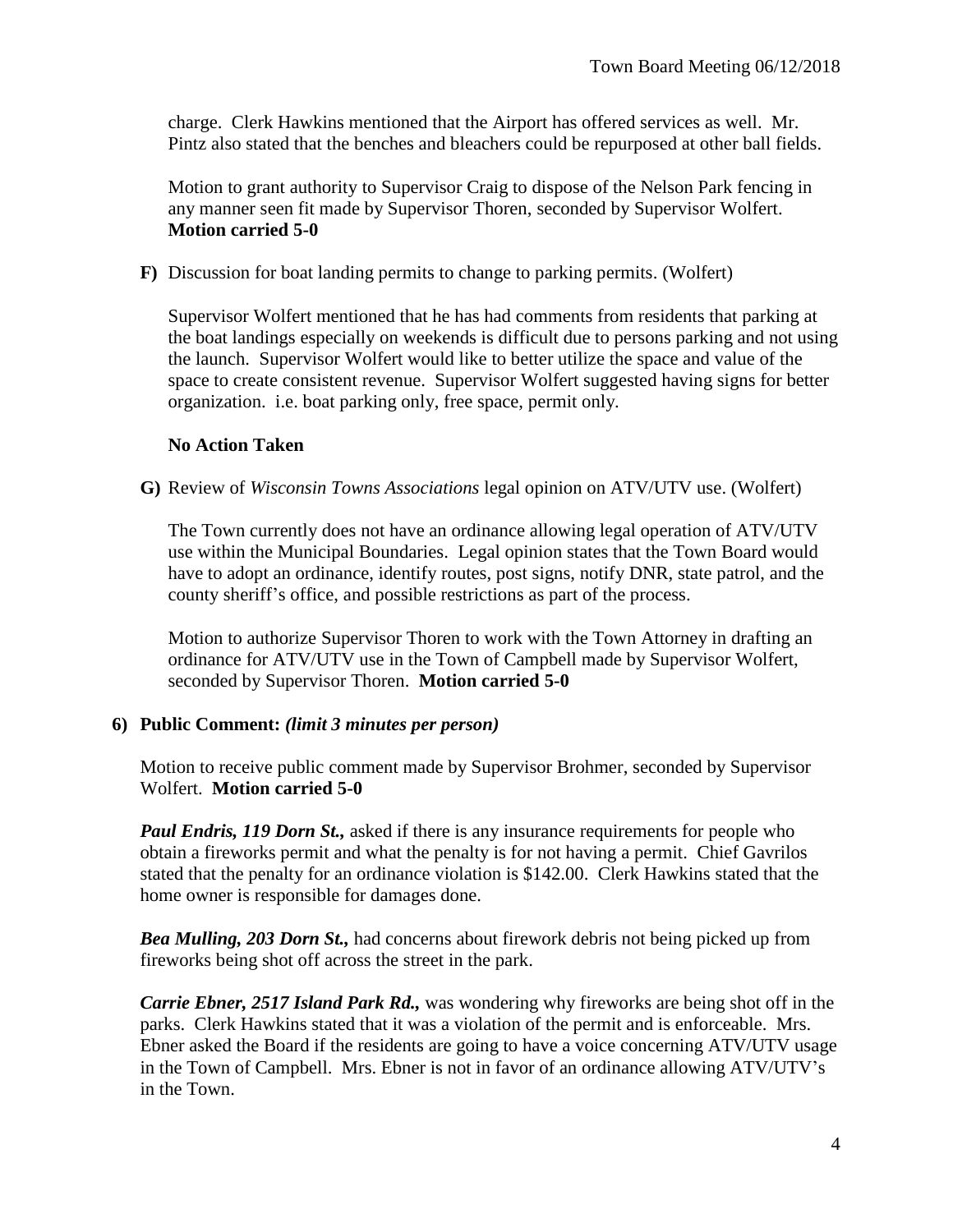charge. Clerk Hawkins mentioned that the Airport has offered services as well. Mr. Pintz also stated that the benches and bleachers could be repurposed at other ball fields.

Motion to grant authority to Supervisor Craig to dispose of the Nelson Park fencing in any manner seen fit made by Supervisor Thoren, seconded by Supervisor Wolfert. **Motion carried 5-0**

**F)** Discussion for boat landing permits to change to parking permits. (Wolfert)

Supervisor Wolfert mentioned that he has had comments from residents that parking at the boat landings especially on weekends is difficult due to persons parking and not using the launch. Supervisor Wolfert would like to better utilize the space and value of the space to create consistent revenue. Supervisor Wolfert suggested having signs for better organization. i.e. boat parking only, free space, permit only.

**No Action Taken**

**G)** Review of *Wisconsin Towns Associations* legal opinion on ATV/UTV use. (Wolfert)

The Town currently does not have an ordinance allowing legal operation of ATV/UTV use within the Municipal Boundaries. Legal opinion states that the Town Board would have to adopt an ordinance, identify routes, post signs, notify DNR, state patrol, and the county sheriff's office, and possible restrictions as part of the process.

Motion to authorize Supervisor Thoren to work with the Town Attorney in drafting an ordinance for ATV/UTV use in the Town of Campbell made by Supervisor Wolfert, seconded by Supervisor Thoren. **Motion carried 5-0**

**6) Public Comment:** ***(limit 3 minutes per person)***

Motion to receive public comment made by Supervisor Brohmer, seconded by Supervisor Wolfert. **Motion carried 5-0**

***Paul Endris, 119 Dorn St.,*** asked if there is any insurance requirements for people who obtain a fireworks permit and what the penalty is for not having a permit. Chief Gavrilos stated that the penalty for an ordinance violation is $142.00. Clerk Hawkins stated that the home owner is responsible for damages done.

***Bea Mulling, 203 Dorn St.,*** had concerns about firework debris not being picked up from fireworks being shot off across the street in the park.

***Carrie Ebner, 2517 Island Park Rd.,*** was wondering why fireworks are being shot off in the parks. Clerk Hawkins stated that it was a violation of the permit and is enforceable. Mrs. Ebner asked the Board if the residents are going to have a voice concerning ATV/UTV usage in the Town of Campbell. Mrs. Ebner is not in favor of an ordinance allowing ATV/UTV's in the Town.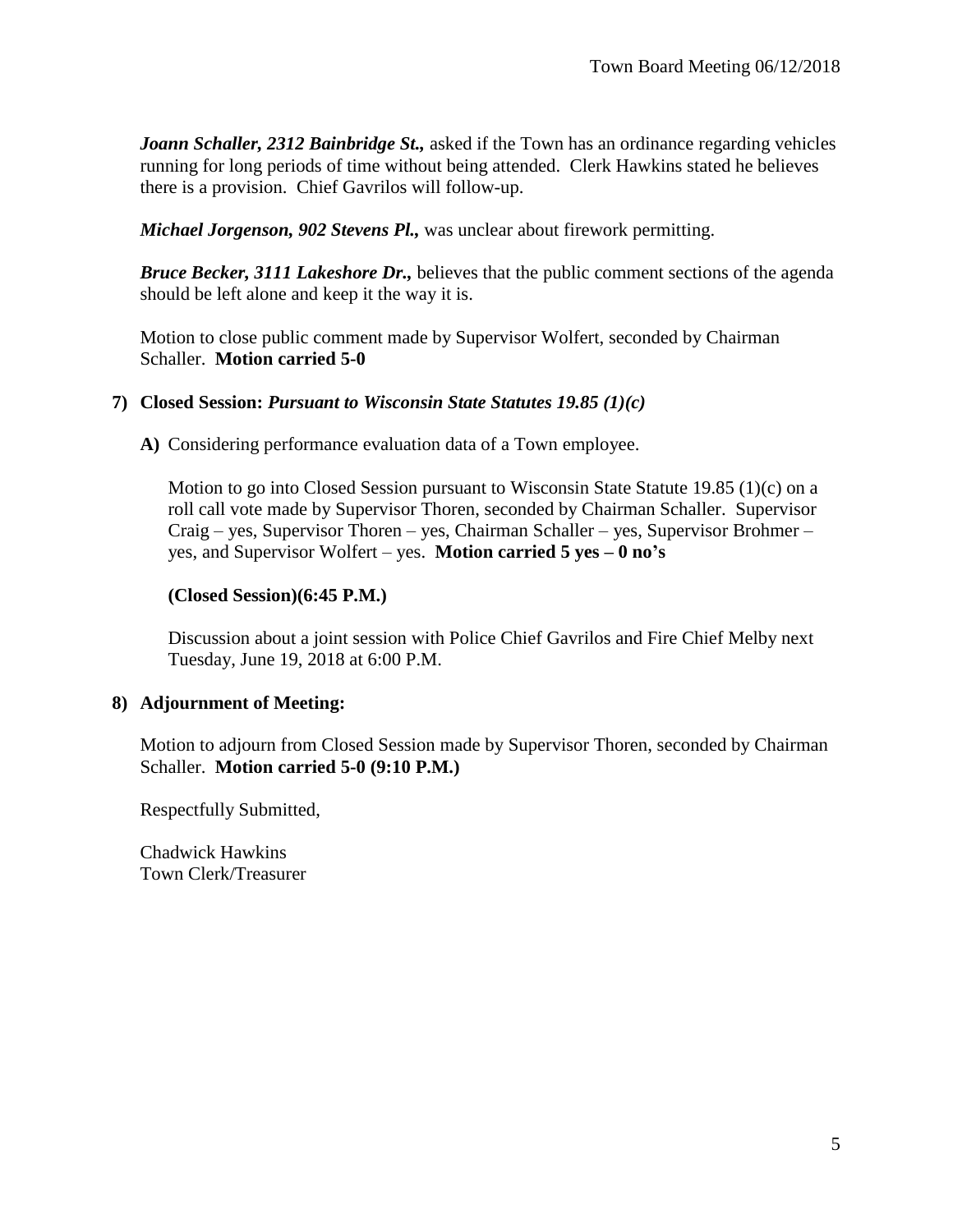***Joann Schaller, 2312 Bainbridge St.,*** asked if the Town has an ordinance regarding vehicles running for long periods of time without being attended. Clerk Hawkins stated he believes there is a provision. Chief Gavrilos will follow-up.

***Michael Jorgenson, 902 Stevens Pl.,*** was unclear about firework permitting.

***Bruce Becker, 3111 Lakeshore Dr.,*** believes that the public comment sections of the agenda should be left alone and keep it the way it is.

Motion to close public comment made by Supervisor Wolfert, seconded by Chairman Schaller. **Motion carried 5-0**

**7) Closed Session:** ***Pursuant to Wisconsin State Statutes 19.85 (1)(c)***

**A)** Considering performance evaluation data of a Town employee.

Motion to go into Closed Session pursuant to Wisconsin State Statute 19.85 (1)(c) on a roll call vote made by Supervisor Thoren, seconded by Chairman Schaller. Supervisor Craig – yes, Supervisor Thoren – yes, Chairman Schaller – yes, Supervisor Brohmer – yes, and Supervisor Wolfert – yes. **Motion carried 5 yes – 0 no's**

**(Closed Session)(6:45 P.M.)**

Discussion about a joint session with Police Chief Gavrilos and Fire Chief Melby next Tuesday, June 19, 2018 at 6:00 P.M.

**8) Adjournment of Meeting:**

Motion to adjourn from Closed Session made by Supervisor Thoren, seconded by Chairman Schaller. **Motion carried 5-0 (9:10 P.M.)**

Respectfully Submitted,

Chadwick Hawkins
Town Clerk/Treasurer